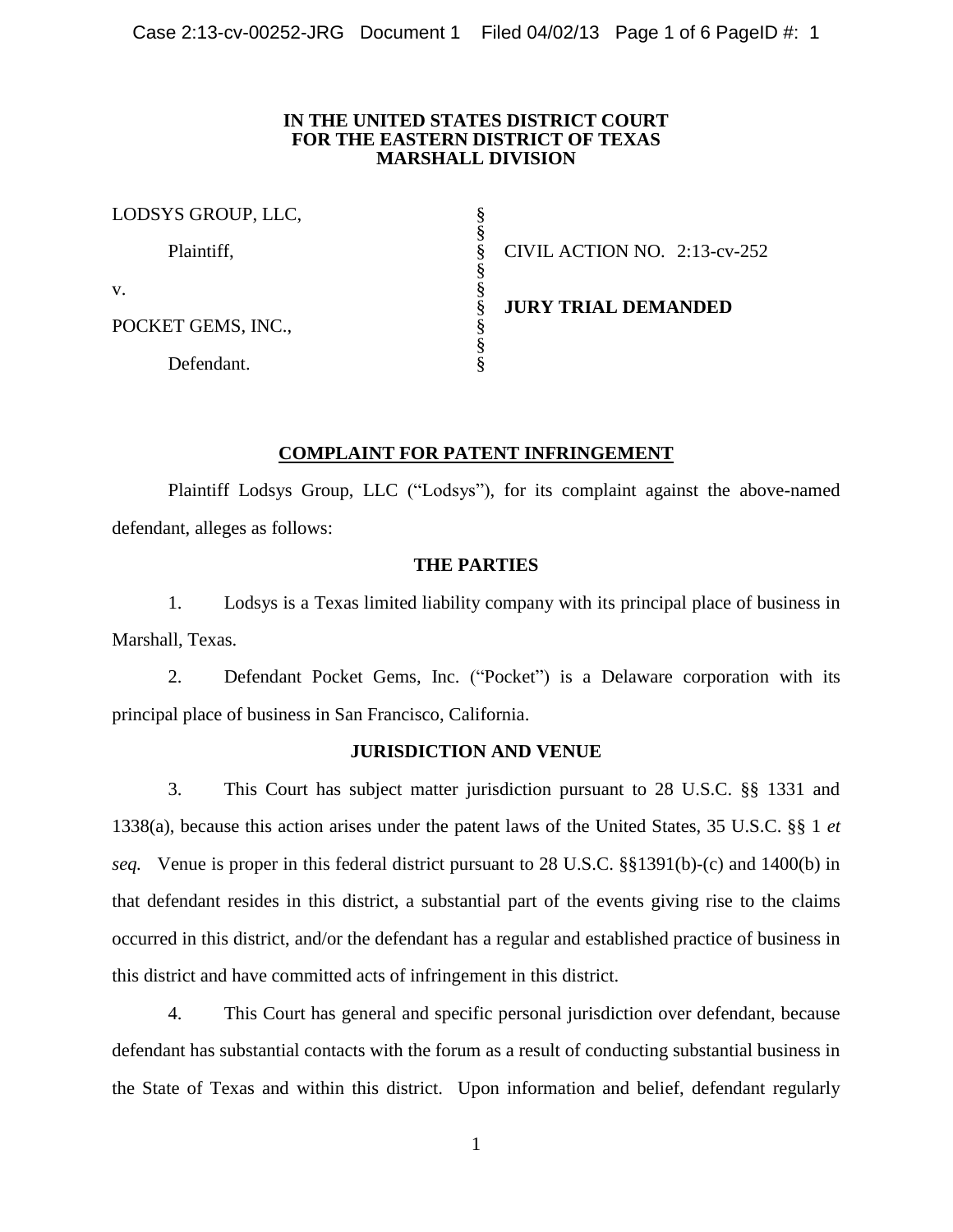**IN THE UNITED STATES DISTRICT COURT**
**FOR THE EASTERN DISTRICT OF TEXAS**
**MARSHALL DIVISION**

| | | |
|---|---|---|
| LODSYS GROUP, LLC, | § | |
| | § | |
| Plaintiff, | § | CIVIL ACTION NO. 2:13-cv-252 |
| | § | |
| v. | § | |
| | § | **JURY TRIAL DEMANDED** |
| POCKET GEMS, INC., | § | |
| | § | |
| Defendant. | § | |

## COMPLAINT FOR PATENT INFRINGEMENT

Plaintiff Lodsys Group, LLC ("Lodsys"), for its complaint against the above-named defendant, alleges as follows:

### THE PARTIES

1. Lodsys is a Texas limited liability company with its principal place of business in Marshall, Texas.

2. Defendant Pocket Gems, Inc. ("Pocket") is a Delaware corporation with its principal place of business in San Francisco, California.

### JURISDICTION AND VENUE

3. This Court has subject matter jurisdiction pursuant to 28 U.S.C. §§ 1331 and 1338(a), because this action arises under the patent laws of the United States, 35 U.S.C. §§ 1 *et seq.* Venue is proper in this federal district pursuant to 28 U.S.C. §§1391(b)-(c) and 1400(b) in that defendant resides in this district, a substantial part of the events giving rise to the claims occurred in this district, and/or the defendant has a regular and established practice of business in this district and have committed acts of infringement in this district.

4. This Court has general and specific personal jurisdiction over defendant, because defendant has substantial contacts with the forum as a result of conducting substantial business in the State of Texas and within this district. Upon information and belief, defendant regularly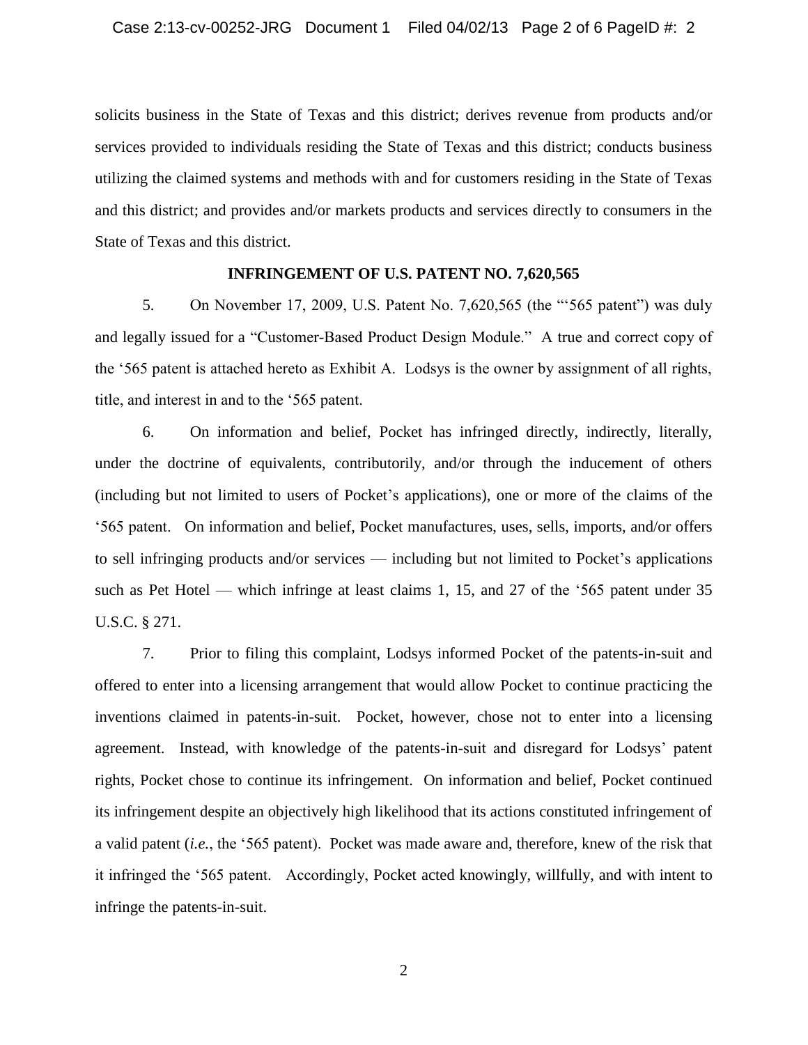solicits business in the State of Texas and this district; derives revenue from products and/or services provided to individuals residing the State of Texas and this district; conducts business utilizing the claimed systems and methods with and for customers residing in the State of Texas and this district; and provides and/or markets products and services directly to consumers in the State of Texas and this district.

## INFRINGEMENT OF U.S. PATENT NO. 7,620,565

5. On November 17, 2009, U.S. Patent No. 7,620,565 (the "'565 patent") was duly and legally issued for a "Customer-Based Product Design Module." A true and correct copy of the '565 patent is attached hereto as Exhibit A. Lodsys is the owner by assignment of all rights, title, and interest in and to the '565 patent.

6. On information and belief, Pocket has infringed directly, indirectly, literally, under the doctrine of equivalents, contributorily, and/or through the inducement of others (including but not limited to users of Pocket's applications), one or more of the claims of the '565 patent. On information and belief, Pocket manufactures, uses, sells, imports, and/or offers to sell infringing products and/or services — including but not limited to Pocket's applications such as Pet Hotel — which infringe at least claims 1, 15, and 27 of the '565 patent under 35 U.S.C. § 271.

7. Prior to filing this complaint, Lodsys informed Pocket of the patents-in-suit and offered to enter into a licensing arrangement that would allow Pocket to continue practicing the inventions claimed in patents-in-suit. Pocket, however, chose not to enter into a licensing agreement. Instead, with knowledge of the patents-in-suit and disregard for Lodsys' patent rights, Pocket chose to continue its infringement. On information and belief, Pocket continued its infringement despite an objectively high likelihood that its actions constituted infringement of a valid patent (*i.e.*, the '565 patent). Pocket was made aware and, therefore, knew of the risk that it infringed the '565 patent. Accordingly, Pocket acted knowingly, willfully, and with intent to infringe the patents-in-suit.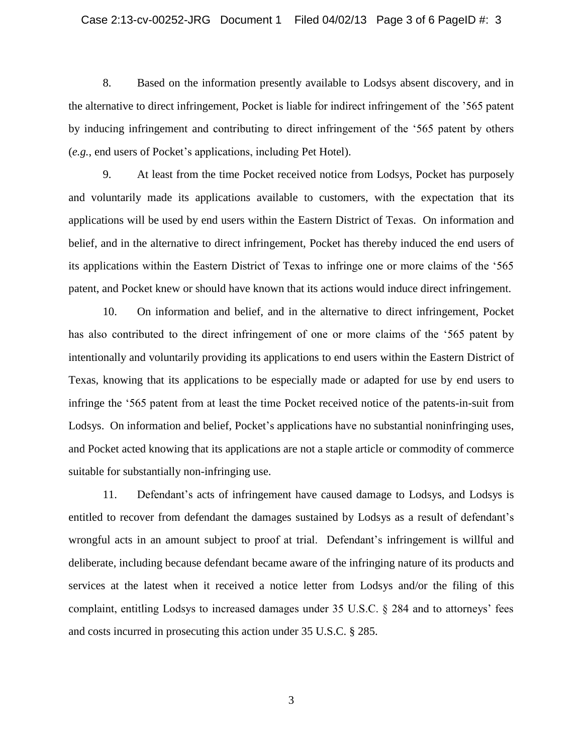8. Based on the information presently available to Lodsys absent discovery, and in the alternative to direct infringement, Pocket is liable for indirect infringement of the '565 patent by inducing infringement and contributing to direct infringement of the '565 patent by others (*e.g.*, end users of Pocket's applications, including Pet Hotel).

9. At least from the time Pocket received notice from Lodsys, Pocket has purposely and voluntarily made its applications available to customers, with the expectation that its applications will be used by end users within the Eastern District of Texas. On information and belief, and in the alternative to direct infringement, Pocket has thereby induced the end users of its applications within the Eastern District of Texas to infringe one or more claims of the '565 patent, and Pocket knew or should have known that its actions would induce direct infringement.

10. On information and belief, and in the alternative to direct infringement, Pocket has also contributed to the direct infringement of one or more claims of the '565 patent by intentionally and voluntarily providing its applications to end users within the Eastern District of Texas, knowing that its applications to be especially made or adapted for use by end users to infringe the '565 patent from at least the time Pocket received notice of the patents-in-suit from Lodsys. On information and belief, Pocket's applications have no substantial noninfringing uses, and Pocket acted knowing that its applications are not a staple article or commodity of commerce suitable for substantially non-infringing use.

11. Defendant's acts of infringement have caused damage to Lodsys, and Lodsys is entitled to recover from defendant the damages sustained by Lodsys as a result of defendant's wrongful acts in an amount subject to proof at trial. Defendant's infringement is willful and deliberate, including because defendant became aware of the infringing nature of its products and services at the latest when it received a notice letter from Lodsys and/or the filing of this complaint, entitling Lodsys to increased damages under 35 U.S.C. § 284 and to attorneys' fees and costs incurred in prosecuting this action under 35 U.S.C. § 285.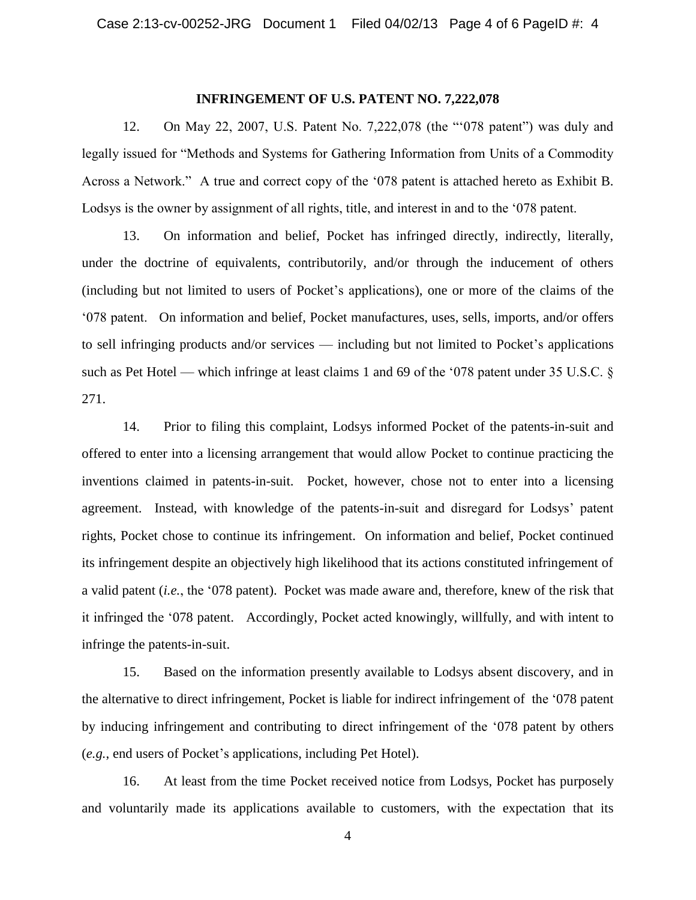## INFRINGEMENT OF U.S. PATENT NO. 7,222,078

12. On May 22, 2007, U.S. Patent No. 7,222,078 (the "'078 patent") was duly and legally issued for "Methods and Systems for Gathering Information from Units of a Commodity Across a Network." A true and correct copy of the '078 patent is attached hereto as Exhibit B. Lodsys is the owner by assignment of all rights, title, and interest in and to the '078 patent.

13. On information and belief, Pocket has infringed directly, indirectly, literally, under the doctrine of equivalents, contributorily, and/or through the inducement of others (including but not limited to users of Pocket's applications), one or more of the claims of the '078 patent. On information and belief, Pocket manufactures, uses, sells, imports, and/or offers to sell infringing products and/or services — including but not limited to Pocket's applications such as Pet Hotel — which infringe at least claims 1 and 69 of the '078 patent under 35 U.S.C. § 271.

14. Prior to filing this complaint, Lodsys informed Pocket of the patents-in-suit and offered to enter into a licensing arrangement that would allow Pocket to continue practicing the inventions claimed in patents-in-suit. Pocket, however, chose not to enter into a licensing agreement. Instead, with knowledge of the patents-in-suit and disregard for Lodsys' patent rights, Pocket chose to continue its infringement. On information and belief, Pocket continued its infringement despite an objectively high likelihood that its actions constituted infringement of a valid patent (*i.e.*, the '078 patent). Pocket was made aware and, therefore, knew of the risk that it infringed the '078 patent. Accordingly, Pocket acted knowingly, willfully, and with intent to infringe the patents-in-suit.

15. Based on the information presently available to Lodsys absent discovery, and in the alternative to direct infringement, Pocket is liable for indirect infringement of the '078 patent by inducing infringement and contributing to direct infringement of the '078 patent by others (*e.g.*, end users of Pocket's applications, including Pet Hotel).

16. At least from the time Pocket received notice from Lodsys, Pocket has purposely and voluntarily made its applications available to customers, with the expectation that its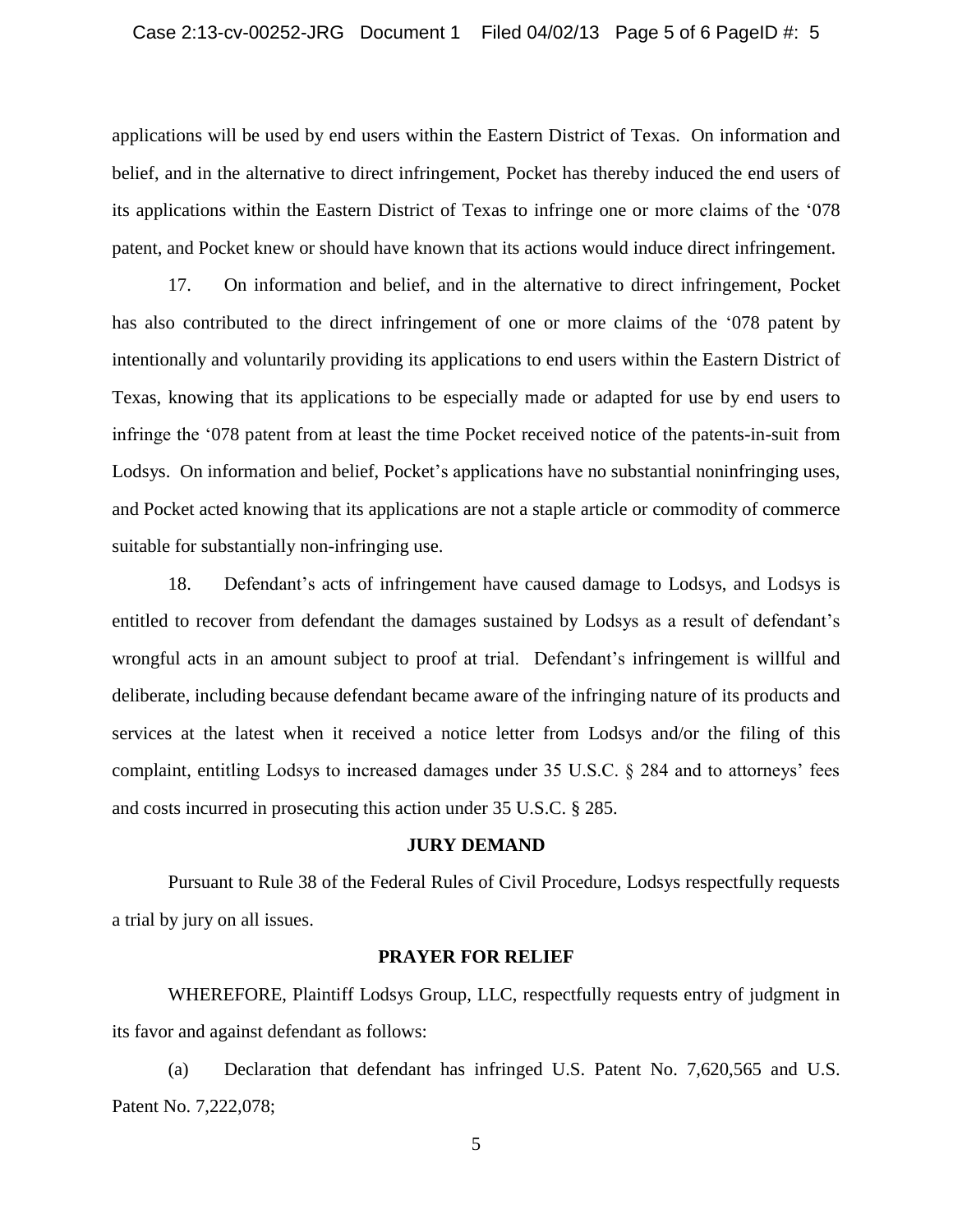applications will be used by end users within the Eastern District of Texas. On information and belief, and in the alternative to direct infringement, Pocket has thereby induced the end users of its applications within the Eastern District of Texas to infringe one or more claims of the '078 patent, and Pocket knew or should have known that its actions would induce direct infringement.

17. On information and belief, and in the alternative to direct infringement, Pocket has also contributed to the direct infringement of one or more claims of the '078 patent by intentionally and voluntarily providing its applications to end users within the Eastern District of Texas, knowing that its applications to be especially made or adapted for use by end users to infringe the '078 patent from at least the time Pocket received notice of the patents-in-suit from Lodsys. On information and belief, Pocket's applications have no substantial noninfringing uses, and Pocket acted knowing that its applications are not a staple article or commodity of commerce suitable for substantially non-infringing use.

18. Defendant's acts of infringement have caused damage to Lodsys, and Lodsys is entitled to recover from defendant the damages sustained by Lodsys as a result of defendant's wrongful acts in an amount subject to proof at trial. Defendant's infringement is willful and deliberate, including because defendant became aware of the infringing nature of its products and services at the latest when it received a notice letter from Lodsys and/or the filing of this complaint, entitling Lodsys to increased damages under 35 U.S.C. § 284 and to attorneys' fees and costs incurred in prosecuting this action under 35 U.S.C. § 285.

## JURY DEMAND

Pursuant to Rule 38 of the Federal Rules of Civil Procedure, Lodsys respectfully requests a trial by jury on all issues.

## PRAYER FOR RELIEF

WHEREFORE, Plaintiff Lodsys Group, LLC, respectfully requests entry of judgment in its favor and against defendant as follows:

(a) Declaration that defendant has infringed U.S. Patent No. 7,620,565 and U.S. Patent No. 7,222,078;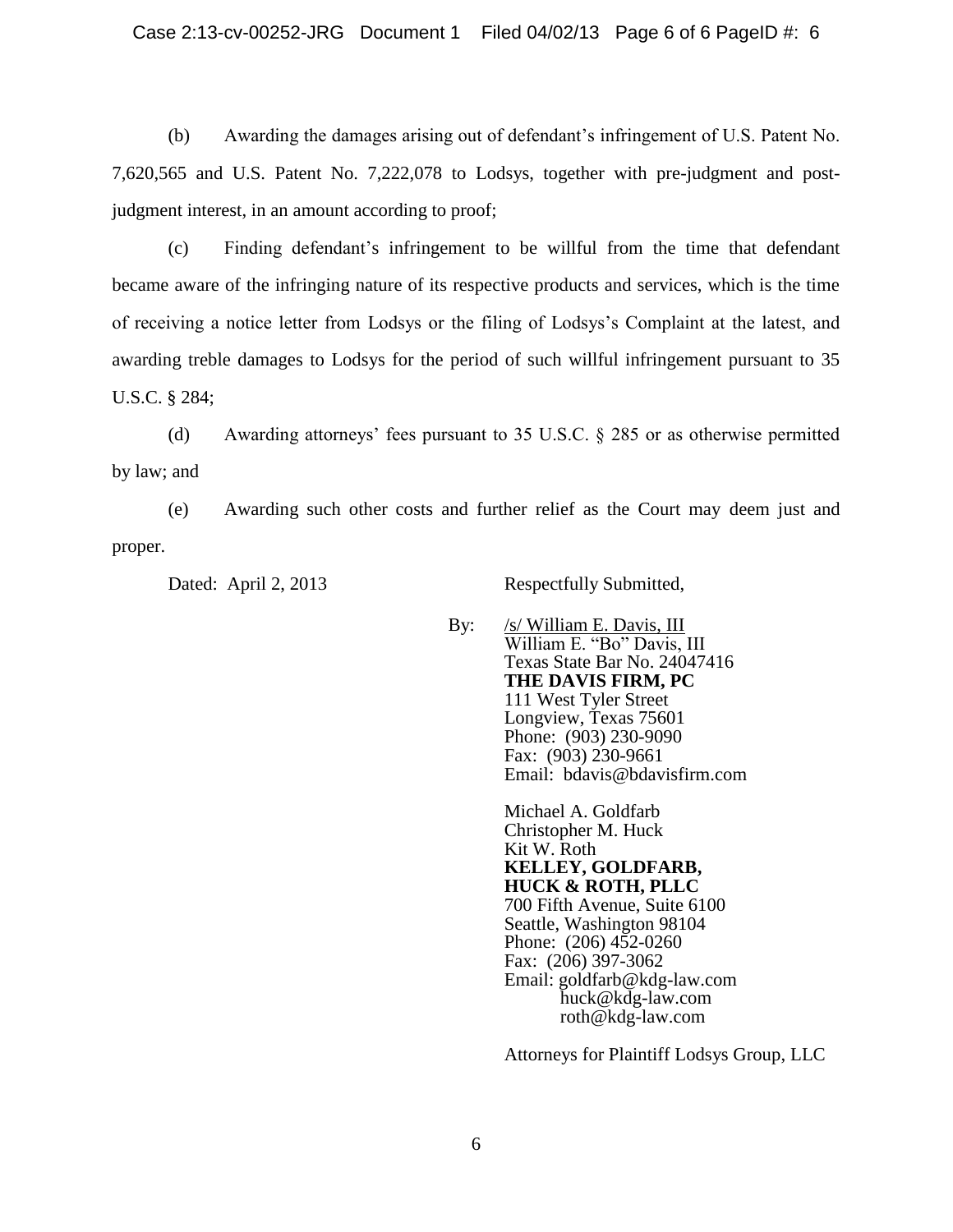(b) Awarding the damages arising out of defendant's infringement of U.S. Patent No. 7,620,565 and U.S. Patent No. 7,222,078 to Lodsys, together with pre-judgment and post-judgment interest, in an amount according to proof;

(c) Finding defendant's infringement to be willful from the time that defendant became aware of the infringing nature of its respective products and services, which is the time of receiving a notice letter from Lodsys or the filing of Lodsys's Complaint at the latest, and awarding treble damages to Lodsys for the period of such willful infringement pursuant to 35 U.S.C. § 284;

(d) Awarding attorneys' fees pursuant to 35 U.S.C. § 285 or as otherwise permitted by law; and

(e) Awarding such other costs and further relief as the Court may deem just and proper.

Dated: April 2, 2013

Respectfully Submitted,

By: /s/ William E. Davis, III
William E. "Bo" Davis, III
Texas State Bar No. 24047416
**THE DAVIS FIRM, PC**
111 West Tyler Street
Longview, Texas 75601
Phone: (903) 230-9090
Fax: (903) 230-9661
Email: bdavis@bdavisfirm.com

Michael A. Goldfarb
Christopher M. Huck
Kit W. Roth
**KELLEY, GOLDFARB, HUCK & ROTH, PLLC**
700 Fifth Avenue, Suite 6100
Seattle, Washington 98104
Phone: (206) 452-0260
Fax: (206) 397-3062
Email: goldfarb@kdg-law.com
huck@kdg-law.com
roth@kdg-law.com

Attorneys for Plaintiff Lodsys Group, LLC